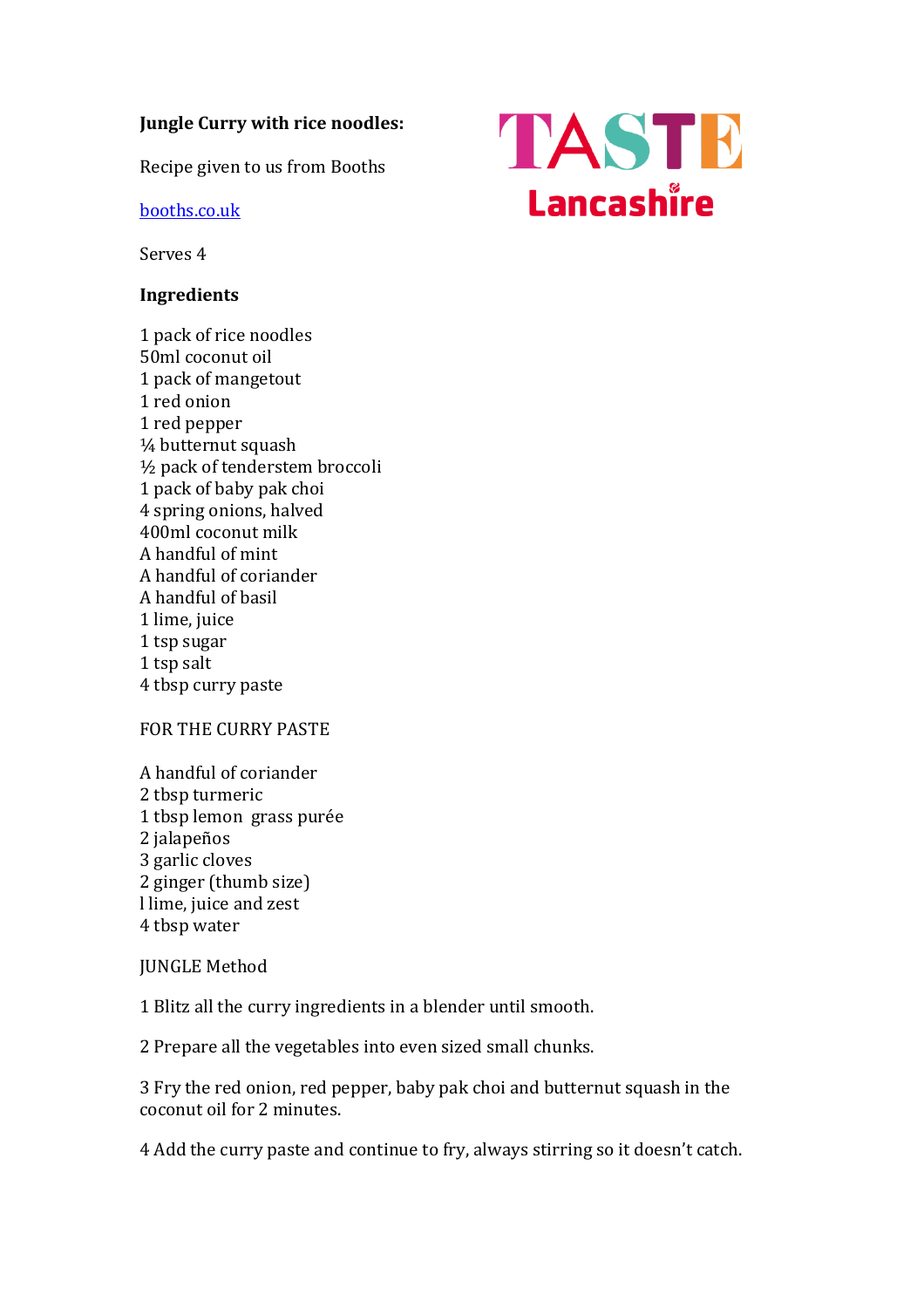**Jungle Curry with rice noodles:**

Recipe given to us from Booths

booths.co.uk

TASTE Lancashire

Serves 4

**Ingredients**

1 pack of rice noodles
50ml coconut oil
1 pack of mangetout
1 red onion
1 red pepper
¼ butternut squash
½ pack of tenderstem broccoli
1 pack of baby pak choi
4 spring onions, halved
400ml coconut milk
A handful of mint
A handful of coriander
A handful of basil
1 lime, juice
1 tsp sugar
1 tsp salt
4 tbsp curry paste

FOR THE CURRY PASTE

A handful of coriander
2 tbsp turmeric
1 tbsp lemon grass purée
2 jalapeños
3 garlic cloves
2 ginger (thumb size)
l lime, juice and zest
4 tbsp water

JUNGLE Method

1 Blitz all the curry ingredients in a blender until smooth.

2 Prepare all the vegetables into even sized small chunks.

3 Fry the red onion, red pepper, baby pak choi and butternut squash in the coconut oil for 2 minutes.

4 Add the curry paste and continue to fry, always stirring so it doesn't catch.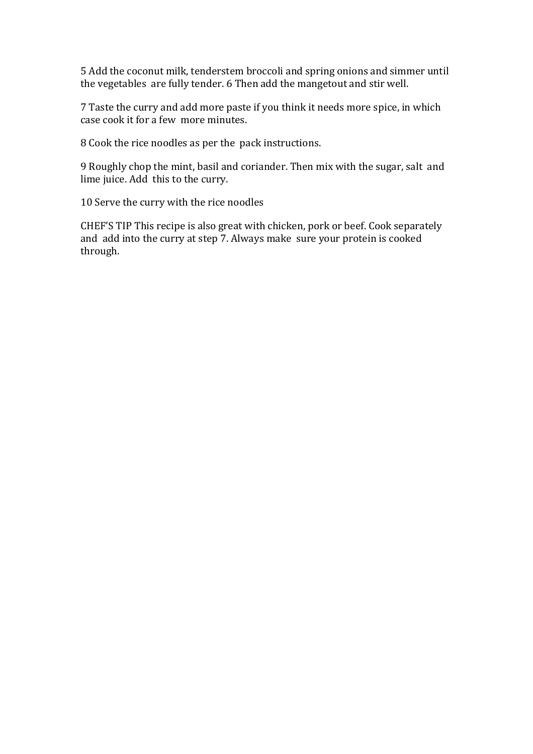5 Add the coconut milk, tenderstem broccoli and spring onions and simmer until the vegetables are fully tender. 6 Then add the mangetout and stir well.

7 Taste the curry and add more paste if you think it needs more spice, in which case cook it for a few more minutes.

8 Cook the rice noodles as per the pack instructions.

9 Roughly chop the mint, basil and coriander. Then mix with the sugar, salt and lime juice. Add this to the curry.

10 Serve the curry with the rice noodles

CHEF'S TIP This recipe is also great with chicken, pork or beef. Cook separately and add into the curry at step 7. Always make sure your protein is cooked through.